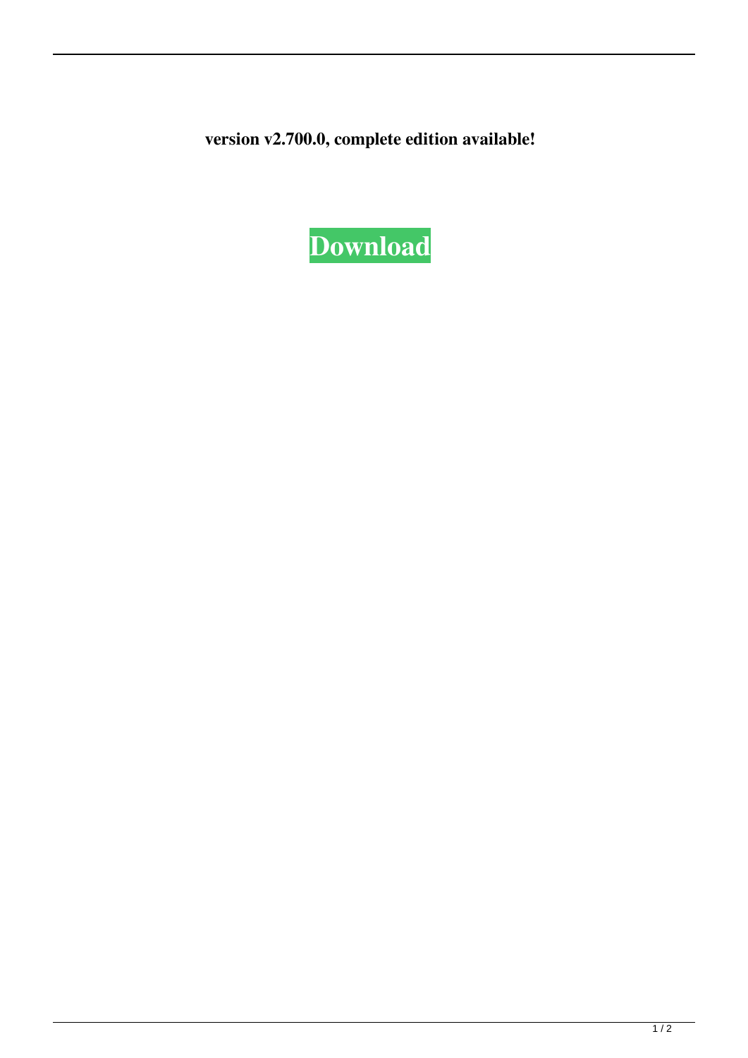**version v2.700.0, complete edition available!**

**Download**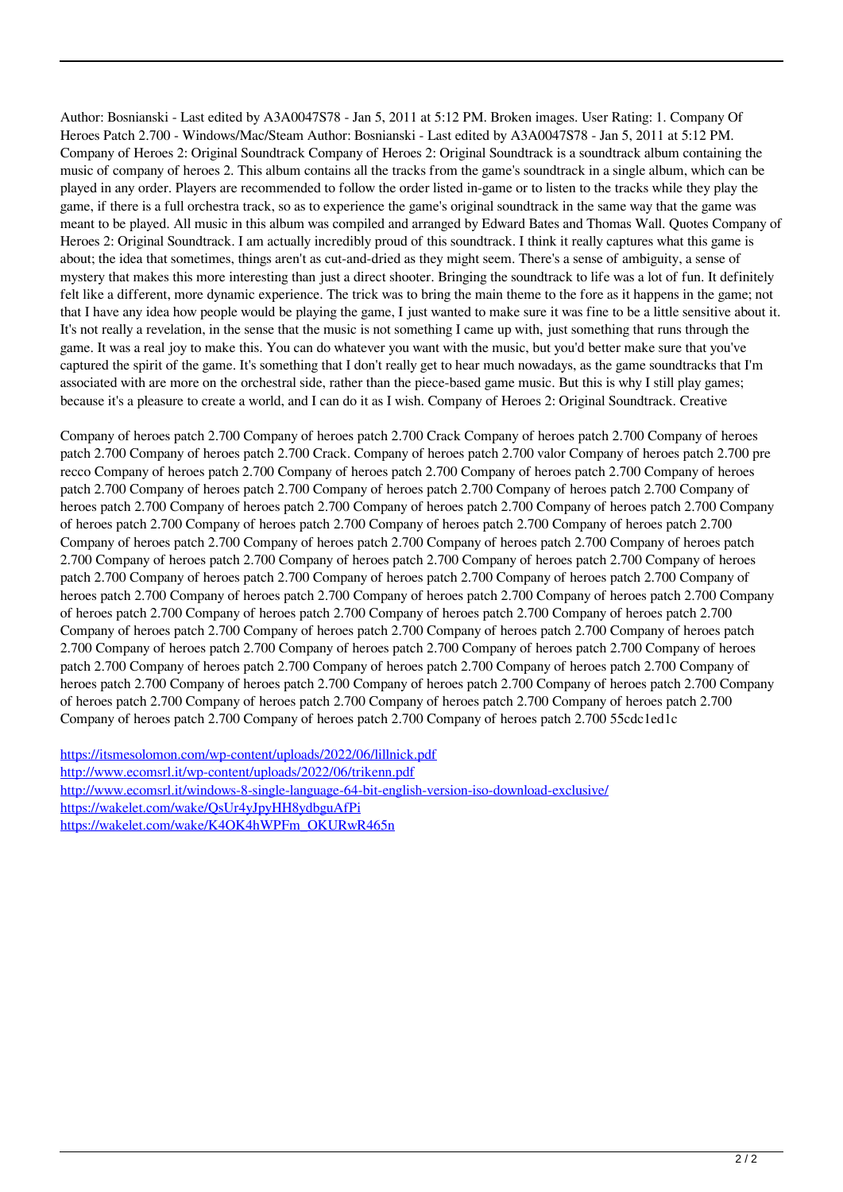Author: Bosnianski - Last edited by A3A0047S78 - Jan 5, 2011 at 5:12 PM. Broken images. User Rating: 1. Company Of Heroes Patch 2.700 - Windows/Mac/Steam Author: Bosnianski - Last edited by A3A0047S78 - Jan 5, 2011 at 5:12 PM. Company of Heroes 2: Original Soundtrack Company of Heroes 2: Original Soundtrack is a soundtrack album containing the music of company of heroes 2. This album contains all the tracks from the game's soundtrack in a single album, which can be played in any order. Players are recommended to follow the order listed in-game or to listen to the tracks while they play the game, if there is a full orchestra track, so as to experience the game's original soundtrack in the same way that the game was meant to be played. All music in this album was compiled and arranged by Edward Bates and Thomas Wall. Quotes Company of Heroes 2: Original Soundtrack. I am actually incredibly proud of this soundtrack. I think it really captures what this game is about; the idea that sometimes, things aren't as cut-and-dried as they might seem. There's a sense of ambiguity, a sense of mystery that makes this more interesting than just a direct shooter. Bringing the soundtrack to life was a lot of fun. It definitely felt like a different, more dynamic experience. The trick was to bring the main theme to the fore as it happens in the game; not that I have any idea how people would be playing the game, I just wanted to make sure it was fine to be a little sensitive about it. It's not really a revelation, in the sense that the music is not something I came up with, just something that runs through the game. It was a real joy to make this. You can do whatever you want with the music, but you'd better make sure that you've captured the spirit of the game. It's something that I don't really get to hear much nowadays, as the game soundtracks that I'm associated with are more on the orchestral side, rather than the piece-based game music. But this is why I still play games; because it's a pleasure to create a world, and I can do it as I wish. Company of Heroes 2: Original Soundtrack. Creative

Company of heroes patch 2.700 Company of heroes patch 2.700 Crack Company of heroes patch 2.700 Company of heroes patch 2.700 Company of heroes patch 2.700 Crack. Company of heroes patch 2.700 valor Company of heroes patch 2.700 pre recco Company of heroes patch 2.700 Company of heroes patch 2.700 Company of heroes patch 2.700 Company of heroes patch 2.700 Company of heroes patch 2.700 Company of heroes patch 2.700 Company of heroes patch 2.700 Company of heroes patch 2.700 Company of heroes patch 2.700 Company of heroes patch 2.700 Company of heroes patch 2.700 Company of heroes patch 2.700 Company of heroes patch 2.700 Company of heroes patch 2.700 Company of heroes patch 2.700 Company of heroes patch 2.700 Company of heroes patch 2.700 Company of heroes patch 2.700 Company of heroes patch 2.700 Company of heroes patch 2.700 Company of heroes patch 2.700 Company of heroes patch 2.700 Company of heroes patch 2.700 Company of heroes patch 2.700 Company of heroes patch 2.700 Company of heroes patch 2.700 Company of heroes patch 2.700 Company of heroes patch 2.700 Company of heroes patch 2.700 Company of heroes patch 2.700 Company of heroes patch 2.700 Company of heroes patch 2.700 Company of heroes patch 2.700 Company of heroes patch 2.700 Company of heroes patch 2.700 Company of heroes patch 2.700 Company of heroes patch 2.700 Company of heroes patch 2.700 Company of heroes patch 2.700 Company of heroes patch 2.700 Company of heroes patch 2.700 Company of heroes patch 2.700 Company of heroes patch 2.700 Company of heroes patch 2.700 Company of heroes patch 2.700 Company of heroes patch 2.700 Company of heroes patch 2.700 Company of heroes patch 2.700 Company of heroes patch 2.700 Company of heroes patch 2.700 Company of heroes patch 2.700 Company of heroes patch 2.700 Company of heroes patch 2.700 Company of heroes patch 2.700 Company of heroes patch 2.700 Company of heroes patch 2.700 Company of heroes patch 2.700 Company of heroes patch 2.700 Company of heroes patch 2.700 Company of heroes patch 2.700 Company of heroes patch 2.700 Company of heroes patch 2.700 55cdc1ed1c

https://itsmesolomon.com/wp-content/uploads/2022/06/lillnick.pdf
http://www.ecomsrl.it/wp-content/uploads/2022/06/trikenn.pdf
http://www.ecomsrl.it/windows-8-single-language-64-bit-english-version-iso-download-exclusive/
https://wakelet.com/wake/QsUr4yJpyHH8ydbguAfPi
https://wakelet.com/wake/K4OK4hWPFm_OKURwR465n